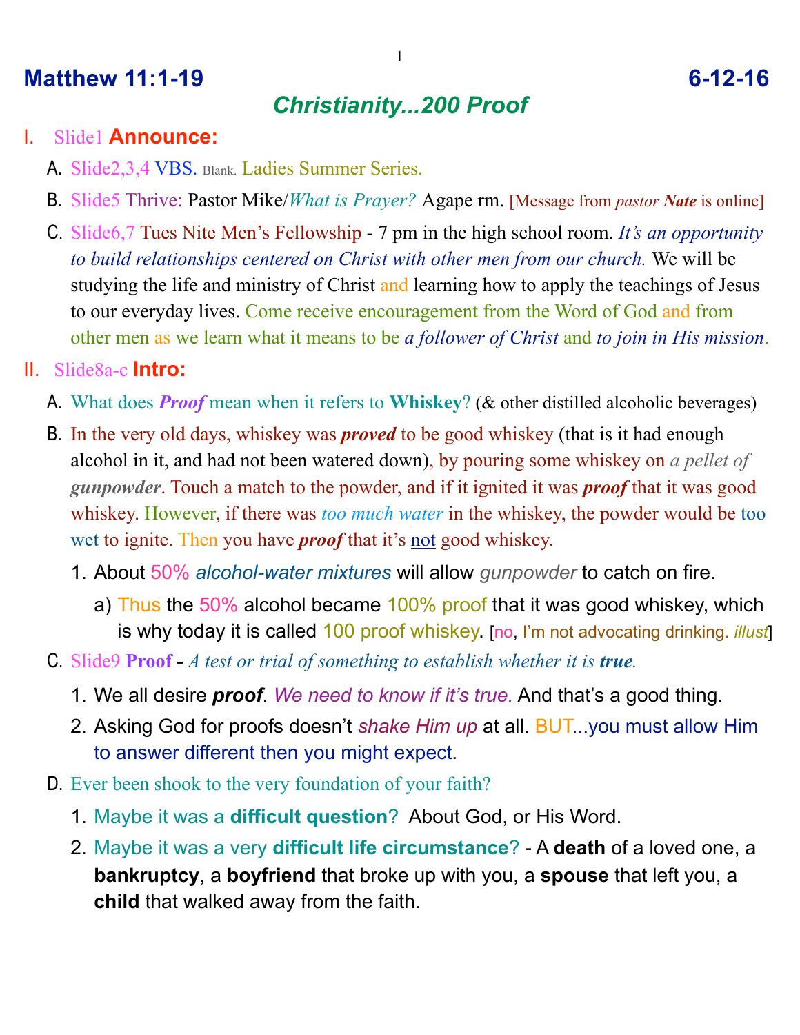# Matthew 11:1-19 6-12-16

## *Christianity...200 Proof*

I. Slide1 **Announce:**

A. Slide2,3,4 VBS. Blank. Ladies Summer Series.

B. Slide5 Thrive: Pastor Mike/*What is Prayer?* Agape rm. [Message from *pastor **Nate*** is online]

C. Slide6,7 Tues Nite Men's Fellowship - 7 pm in the high school room. *It's an opportunity to build relationships centered on Christ with other men from our church.* We will be studying the life and ministry of Christ and learning how to apply the teachings of Jesus to our everyday lives. Come receive encouragement from the Word of God and from other men as we learn what it means to be *a follower of Christ* and *to join in His mission*.

II. Slide8a-c **Intro:**

A. What does ***Proof*** mean when it refers to **Whiskey**? (& other distilled alcoholic beverages)

B. In the very old days, whiskey was ***proved*** to be good whiskey (that is it had enough alcohol in it, and had not been watered down), by pouring some whiskey on *a pellet of **gunpowder***. Touch a match to the powder, and if it ignited it was ***proof*** that it was good whiskey. However, if there was *too much water* in the whiskey, the powder would be too wet to ignite. Then you have ***proof*** that it's <u>not</u> good whiskey.

1. About 50% *alcohol-water mixtures* will allow *gunpowder* to catch on fire.
   a) Thus the 50% alcohol became 100% proof that it was good whiskey, which is why today it is called 100 proof whiskey. [no, I'm not advocating drinking. *illust*]

C. Slide9 **Proof** - *A test or trial of something to establish whether it is **true**.*

1. We all desire ***proof***. *We need to know if it's true.* And that's a good thing.
2. Asking God for proofs doesn't *shake Him up* at all. BUT...you must allow Him to answer different then you might expect.

D. Ever been shook to the very foundation of your faith?

1. Maybe it was a **difficult question**? About God, or His Word.
2. Maybe it was a very **difficult life circumstance**? - A **death** of a loved one, a **bankruptcy**, a **boyfriend** that broke up with you, a **spouse** that left you, a **child** that walked away from the faith.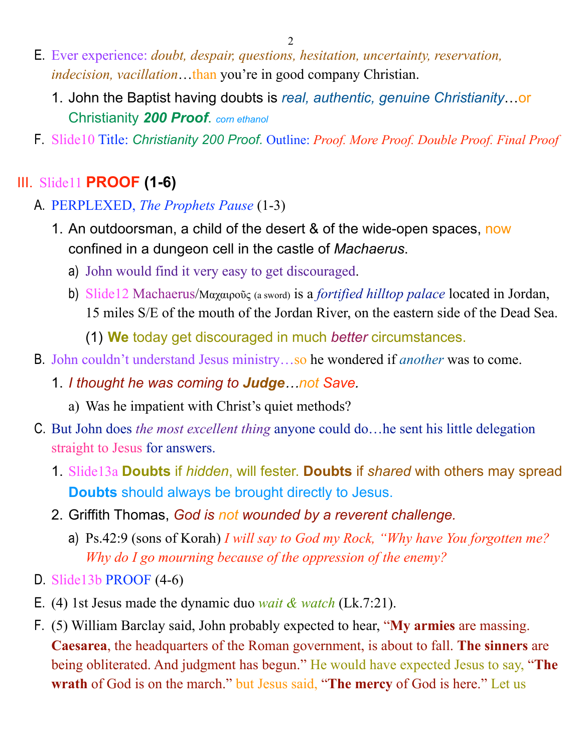E. Ever experience: *doubt, despair, questions, hesitation, uncertainty, reservation, indecision, vacillation*…than you're in good company Christian.

   1. John the Baptist having doubts is *real, authentic, genuine Christianity*…or Christianity ***200 Proof***. *corn ethanol*

F. Slide10 Title: *Christianity 200 Proof.* Outline: *Proof. More Proof. Double Proof. Final Proof*

## III. Slide11 **PROOF (1-6)**

A. PERPLEXED, *The Prophets Pause* (1-3)

   1. An outdoorsman, a child of the desert & of the wide-open spaces, now confined in a dungeon cell in the castle of *Machaerus*.

      a) John would find it very easy to get discouraged.

      b) Slide12 Machaerus/Μαχαιροῦς (a sword) is a *fortified hilltop palace* located in Jordan, 15 miles S/E of the mouth of the Jordan River, on the eastern side of the Dead Sea.

         (1) **We** today get discouraged in much *better* circumstances.

B. John couldn't understand Jesus ministry…so he wondered if *another* was to come.

   1. *I thought he was coming to **Judge**…not Save.*

      a) Was he impatient with Christ's quiet methods?

C. But John does *the most excellent thing* anyone could do…he sent his little delegation straight to Jesus for answers.

   1. Slide13a **Doubts** if *hidden*, will fester. **Doubts** if *shared* with others may spread **Doubts** should always be brought directly to Jesus.

   2. Griffith Thomas, *God is not wounded by a reverent challenge.*

      a) Ps.42:9 (sons of Korah) *I will say to God my Rock, "Why have You forgotten me? Why do I go mourning because of the oppression of the enemy?*

D. Slide13b PROOF (4-6)

E. (4) 1st Jesus made the dynamic duo *wait & watch* (Lk.7:21).

F. (5) William Barclay said, John probably expected to hear, "**My armies** are massing. **Caesarea**, the headquarters of the Roman government, is about to fall. **The sinners** are being obliterated. And judgment has begun." He would have expected Jesus to say, "**The wrath** of God is on the march." but Jesus said, "**The mercy** of God is here." Let us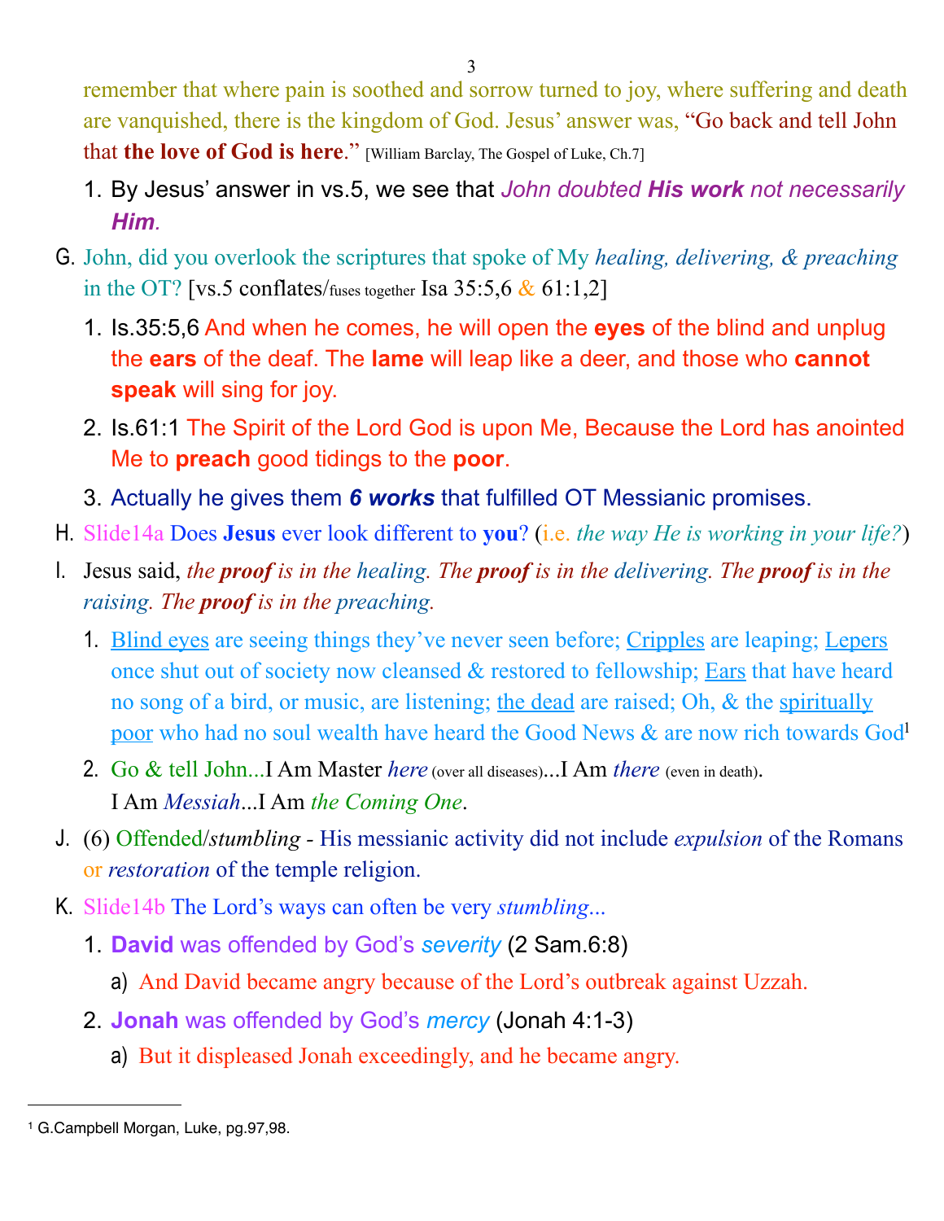remember that where pain is soothed and sorrow turned to joy, where suffering and death are vanquished, there is the kingdom of God. Jesus' answer was, "Go back and tell John that **the love of God is here**." [William Barclay, The Gospel of Luke, Ch.7]

1. By Jesus' answer in vs.5, we see that *John doubted **His work** not necessarily **Him**.*

G. John, did you overlook the scriptures that spoke of My *healing, delivering, & preaching* in the OT? [vs.5 conflates/fuses together Isa 35:5,6 & 61:1,2]

1. Is.35:5,6 And when he comes, he will open the **eyes** of the blind and unplug the **ears** of the deaf. The **lame** will leap like a deer, and those who **cannot speak** will sing for joy.
2. Is.61:1 The Spirit of the Lord God is upon Me, Because the Lord has anointed Me to **preach** good tidings to the **poor**.
3. Actually he gives them ***6 works*** that fulfilled OT Messianic promises.

H. Slide14a Does **Jesus** ever look different to **you**? (i.e. *the way He is working in your life?*)

I. Jesus said, *the **proof** is in the healing. The **proof** is in the delivering. The **proof** is in the raising. The **proof** is in the preaching.*

1. Blind eyes are seeing things they've never seen before; Cripples are leaping; Lepers once shut out of society now cleansed & restored to fellowship; Ears that have heard no song of a bird, or music, are listening; the dead are raised; Oh, & the spiritually poor who had no soul wealth have heard the Good News & are now rich towards God[1]
2. Go & tell John...I Am Master *here* (over all diseases)...I Am *there* (even in death). I Am *Messiah*...I Am *the Coming One*.

J. (6) Offended/*stumbling* - His messianic activity did not include *expulsion* of the Romans or *restoration* of the temple religion.

K. Slide14b The Lord's ways can often be very *stumbling*...

1. **David** was offended by God's *severity* (2 Sam.6:8)
   a) And David became angry because of the Lord's outbreak against Uzzah.
2. **Jonah** was offended by God's *mercy* (Jonah 4:1-3)
   a) But it displeased Jonah exceedingly, and he became angry.

---

[1] G.Campbell Morgan, Luke, pg.97,98.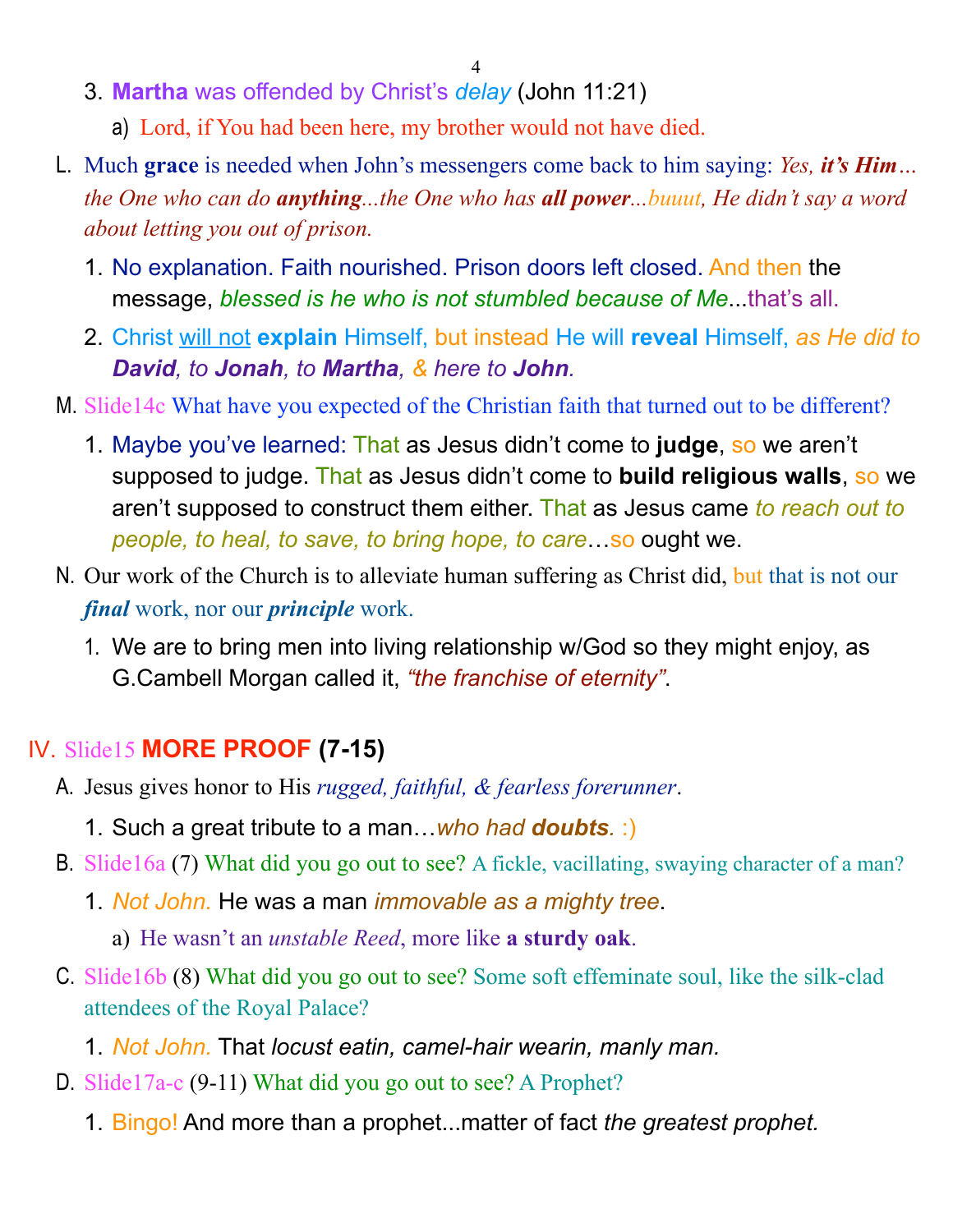3. **Martha** was offended by Christ's *delay* (John 11:21)
    - a) Lord, if You had been here, my brother would not have died.

L. Much **grace** is needed when John's messengers come back to him saying: *Yes, **it's Him**… the One who can do **anything**...the One who has **all power**...buuut, He didn't say a word about letting you out of prison.*

1. No explanation. Faith nourished. Prison doors left closed. And then the message, *blessed is he who is not stumbled because of Me*...that's all.
2. Christ <u>will not</u> **explain** Himself, but instead He will **reveal** Himself, *as He did to **David**, to **Jonah**, to **Martha**, & here to **John**.*

M. Slide14c What have you expected of the Christian faith that turned out to be different?

1. Maybe you've learned: That as Jesus didn't come to **judge**, so we aren't supposed to judge. That as Jesus didn't come to **build religious walls**, so we aren't supposed to construct them either. That as Jesus came *to reach out to people, to heal, to save, to bring hope, to care*…so ought we.

N. Our work of the Church is to alleviate human suffering as Christ did, but that is not our ***final*** work, nor our ***principle*** work.

1. We are to bring men into living relationship w/God so they might enjoy, as G.Cambell Morgan called it, *"the franchise of eternity"*.

## IV. Slide15 **MORE PROOF (7-15)**

A. Jesus gives honor to His *rugged, faithful, & fearless forerunner*.

1. Such a great tribute to a man…*who had **doubts**.* :)

B. Slide16a (7) What did you go out to see? A fickle, vacillating, swaying character of a man?

1. *Not John.* He was a man *immovable as a mighty tree*.
    - a) He wasn't an *unstable Reed*, more like **a sturdy oak**.

C. Slide16b (8) What did you go out to see? Some soft effeminate soul, like the silk-clad attendees of the Royal Palace?

1. *Not John.* That *locust eatin, camel-hair wearin, manly man.*

D. Slide17a-c (9-11) What did you go out to see? A Prophet?

1. Bingo! And more than a prophet...matter of fact *the greatest prophet.*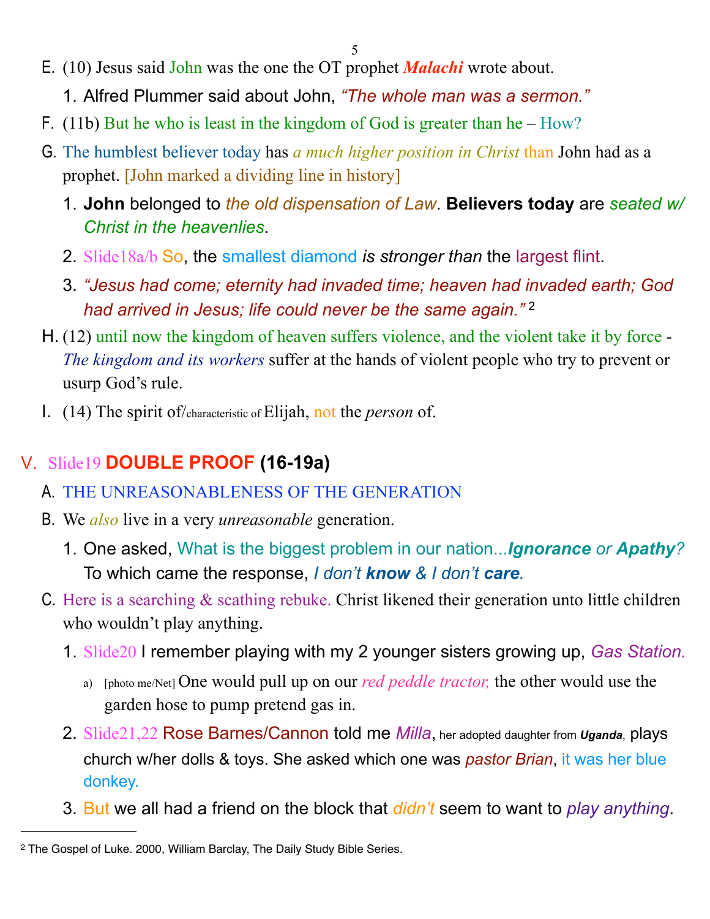E. (10) Jesus said John was the one the OT prophet ***Malachi*** wrote about.

   1. Alfred Plummer said about John, *"The whole man was a sermon."*

F. (11b) But he who is least in the kingdom of God is greater than he – How?

G. The humblest believer today has *a much higher position in Christ* than John had as a prophet. [John marked a dividing line in history]

   1. **John** belonged to *the old dispensation of Law*. **Believers today** are *seated w/ Christ in the heavenlies*.
   2. Slide18a/b So, the smallest diamond ***is stronger than*** the largest flint.
   3. *"Jesus had come; eternity had invaded time; heaven had invaded earth; God had arrived in Jesus; life could never be the same again."* [2]

H. (12) until now the kingdom of heaven suffers violence, and the violent take it by force - *The kingdom and its workers* suffer at the hands of violent people who try to prevent or usurp God's rule.

I. (14) The spirit of/characteristic of Elijah, not the *person* of.

## V. Slide19 **DOUBLE PROOF (16-19a)**

A. THE UNREASONABLENESS OF THE GENERATION

B. We *also* live in a very *unreasonable* generation.

   1. One asked, What is the biggest problem in our nation...***Ignorance*** or ***Apathy***? To which came the response, *I don't **know** & I don't **care**.*

C. Here is a searching & scathing rebuke. Christ likened their generation unto little children who wouldn't play anything.

   1. Slide20 I remember playing with my 2 younger sisters growing up, *Gas Station.*
      a) [photo me/Net] One would pull up on our *red peddle tractor,* the other would use the garden hose to pump pretend gas in.
   2. Slide21,22 Rose Barnes/Cannon told me *Milla*, her adopted daughter from ***Uganda***, plays church w/her dolls & toys. She asked which one was *pastor Brian*, it was her blue donkey.
   3. But we all had a friend on the block that *didn't* seem to want to *play anything*.

---

[2] The Gospel of Luke. 2000, William Barclay, The Daily Study Bible Series.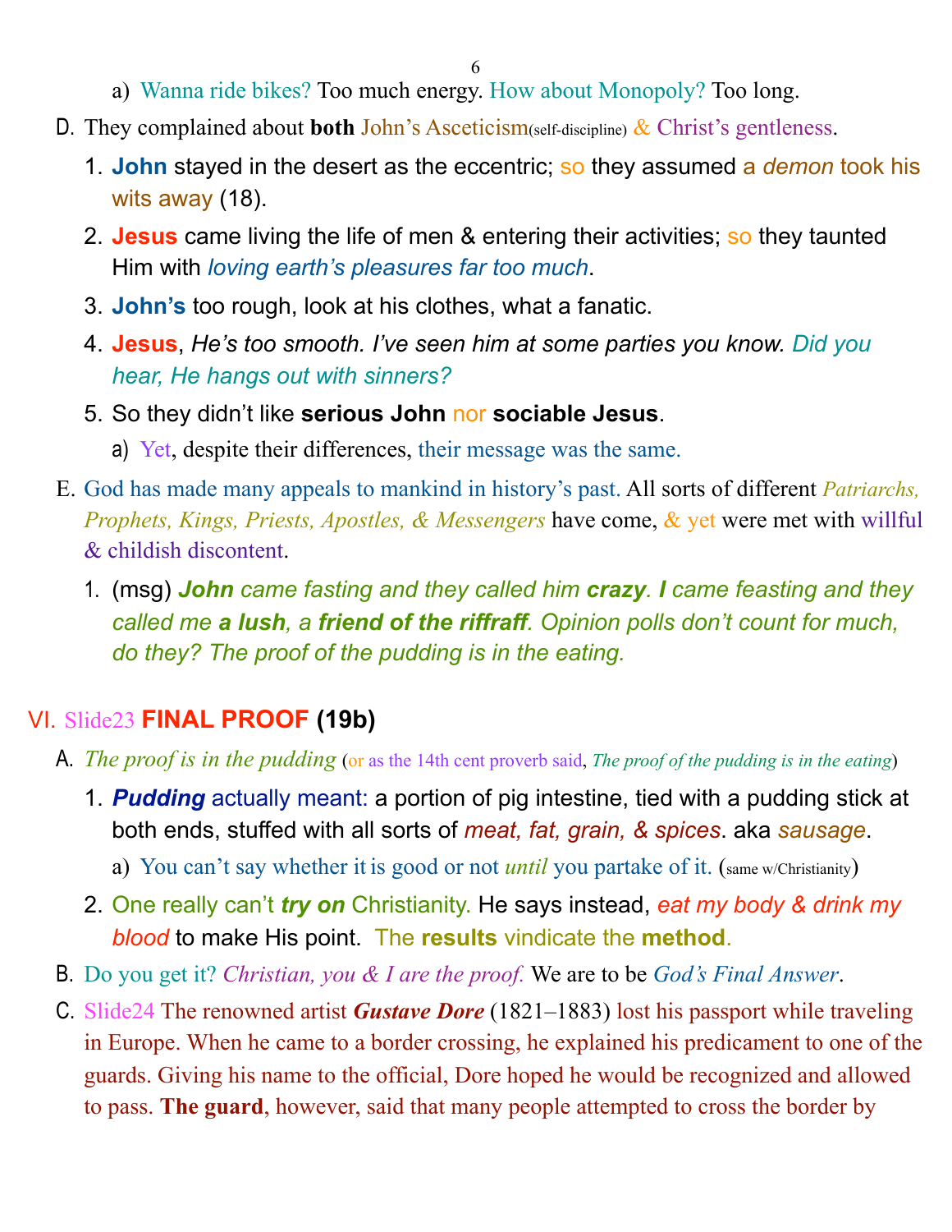a) Wanna ride bikes? Too much energy. How about Monopoly? Too long.

D. They complained about **both** John's Asceticism(self-discipline) & Christ's gentleness.

1. **John** stayed in the desert as the eccentric; so they assumed a *demon* took his wits away (18).
2. **Jesus** came living the life of men & entering their activities; so they taunted Him with *loving earth's pleasures far too much*.
3. **John's** too rough, look at his clothes, what a fanatic.
4. **Jesus**, *He's too smooth. I've seen him at some parties you know. Did you hear, He hangs out with sinners?*
5. So they didn't like **serious John** nor **sociable Jesus**.
   a) Yet, despite their differences, their message was the same.

E. God has made many appeals to mankind in history's past. All sorts of different *Patriarchs, Prophets, Kings, Priests, Apostles, & Messengers* have come, & yet were met with willful & childish discontent.

1. (msg) ***John** came fasting and they called him **crazy**. **I** came feasting and they called me **a lush**, a **friend of the riffraff**. Opinion polls don't count for much, do they? The proof of the pudding is in the eating.*

## VI. Slide23 **FINAL PROOF** (19b)

A. *The proof is in the pudding* (or as the 14th cent proverb said, *The proof of the pudding is in the eating*)

1. ***Pudding*** actually meant: a portion of pig intestine, tied with a pudding stick at both ends, stuffed with all sorts of *meat, fat, grain, & spices*. aka *sausage*.
   a) You can't say whether it is good or not *until* you partake of it. (same w/Christianity)
2. One really can't ***try on*** Christianity. He says instead, *eat my body & drink my blood* to make His point. The **results** vindicate the **method**.

B. Do you get it? *Christian, you & I are the proof.* We are to be *God's Final Answer*.

C. Slide24 The renowned artist ***Gustave Dore*** (1821–1883) lost his passport while traveling in Europe. When he came to a border crossing, he explained his predicament to one of the guards. Giving his name to the official, Dore hoped he would be recognized and allowed to pass. **The guard**, however, said that many people attempted to cross the border by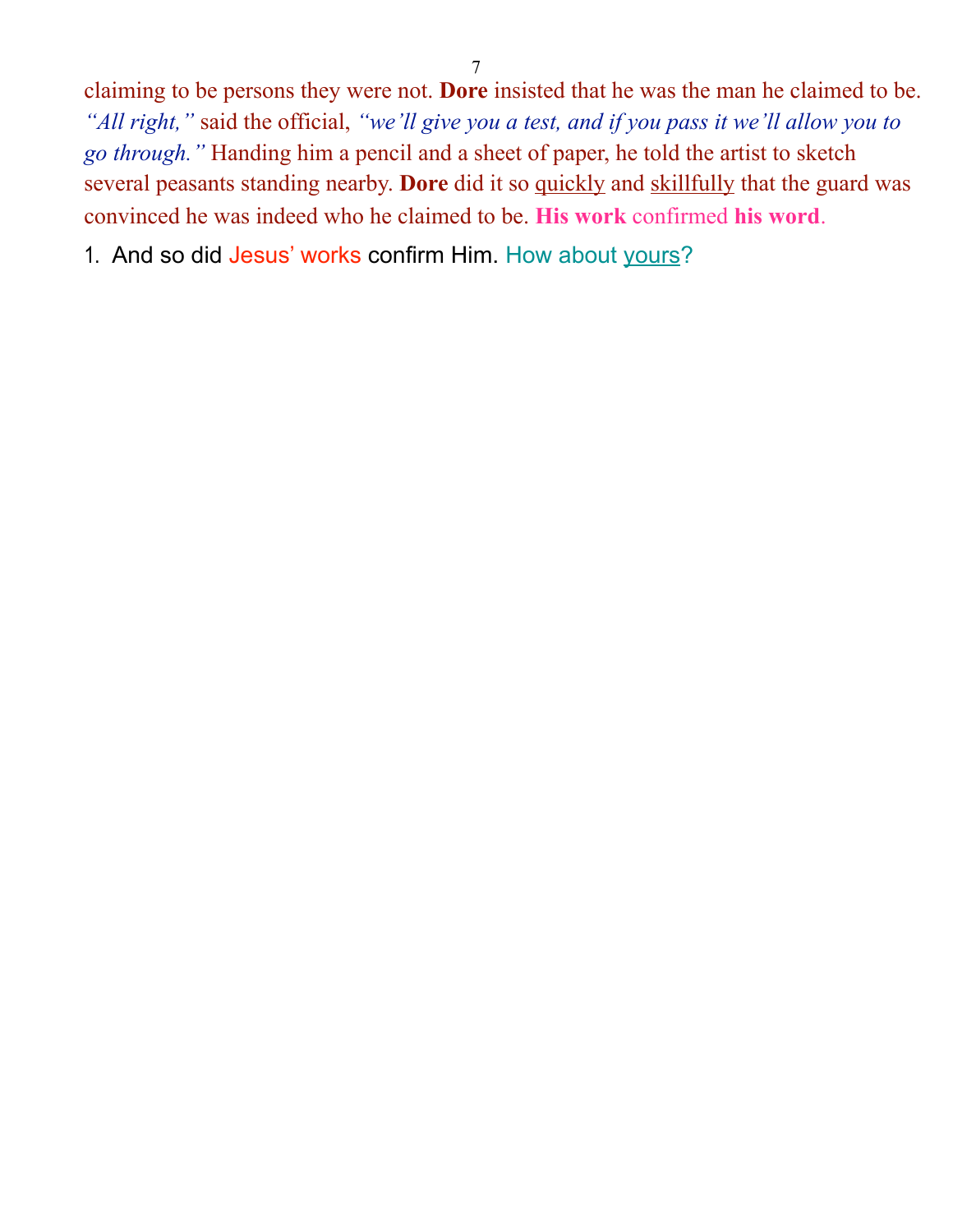claiming to be persons they were not. **Dore** insisted that he was the man he claimed to be. *"All right,"* said the official, *"we'll give you a test, and if you pass it we'll allow you to go through."* Handing him a pencil and a sheet of paper, he told the artist to sketch several peasants standing nearby. **Dore** did it so quickly and skillfully that the guard was convinced he was indeed who he claimed to be. **His work** confirmed **his word**.

1. And so did Jesus' works confirm Him. How about yours?